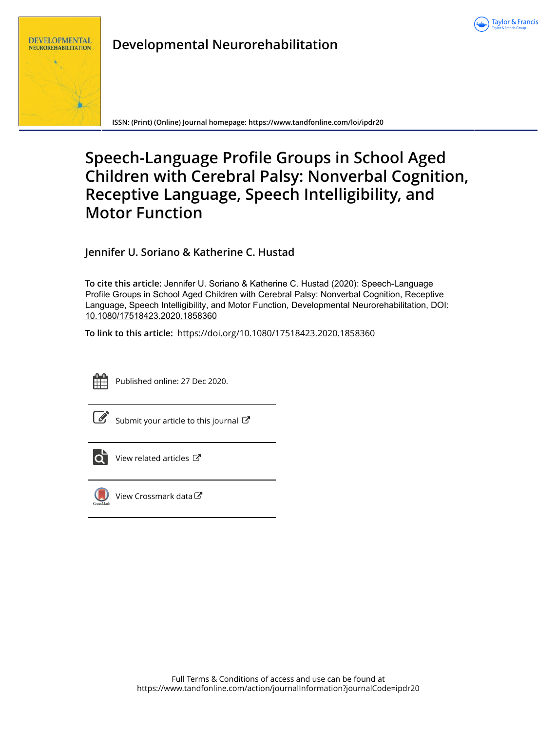Developmental Neurorehabilitation

ISSN: (Print) (Online) Journal homepage: https://www.tandfonline.com/loi/ipdr20

# Speech-Language Profile Groups in School Aged Children with Cerebral Palsy: Nonverbal Cognition, Receptive Language, Speech Intelligibility, and Motor Function

**Jennifer U. Soriano & Katherine C. Hustad**

**To cite this article:** Jennifer U. Soriano & Katherine C. Hustad (2020): Speech-Language Profile Groups in School Aged Children with Cerebral Palsy: Nonverbal Cognition, Receptive Language, Speech Intelligibility, and Motor Function, Developmental Neurorehabilitation, DOI: 10.1080/17518423.2020.1858360

**To link to this article:** https://doi.org/10.1080/17518423.2020.1858360

Published online: 27 Dec 2020.

Submit your article to this journal

View related articles

View Crossmark data

Full Terms & Conditions of access and use can be found at https://www.tandfonline.com/action/journalInformation?journalCode=ipdr20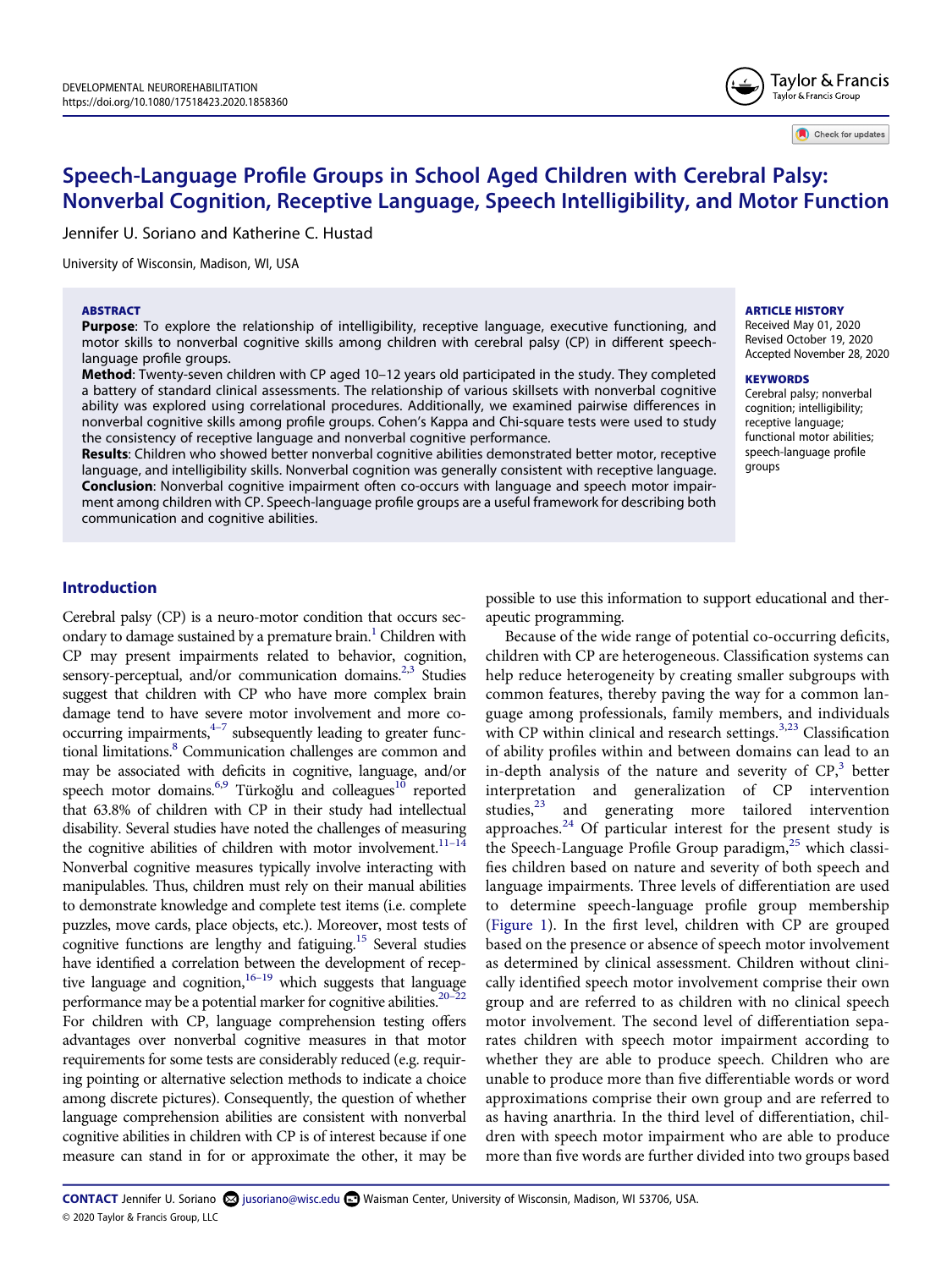# Speech-Language Profile Groups in School Aged Children with Cerebral Palsy: Nonverbal Cognition, Receptive Language, Speech Intelligibility, and Motor Function

Jennifer U. Soriano and Katherine C. Hustad

University of Wisconsin, Madison, WI, USA

### ABSTRACT

**Purpose**: To explore the relationship of intelligibility, receptive language, executive functioning, and motor skills to nonverbal cognitive skills among children with cerebral palsy (CP) in different speech-language profile groups.

**Method**: Twenty-seven children with CP aged 10–12 years old participated in the study. They completed a battery of standard clinical assessments. The relationship of various skillsets with nonverbal cognitive ability was explored using correlational procedures. Additionally, we examined pairwise differences in nonverbal cognitive skills among profile groups. Cohen's Kappa and Chi-square tests were used to study the consistency of receptive language and nonverbal cognitive performance.

**Results**: Children who showed better nonverbal cognitive abilities demonstrated better motor, receptive language, and intelligibility skills. Nonverbal cognition was generally consistent with receptive language.

**Conclusion**: Nonverbal cognitive impairment often co-occurs with language and speech motor impairment among children with CP. Speech-language profile groups are a useful framework for describing both communication and cognitive abilities.

### ARTICLE HISTORY

Received May 01, 2020
Revised October 19, 2020
Accepted November 28, 2020

### KEYWORDS

Cerebral palsy; nonverbal cognition; intelligibility; receptive language; functional motor abilities; speech-language profile groups

## Introduction

Cerebral palsy (CP) is a neuro-motor condition that occurs secondary to damage sustained by a premature brain.[1] Children with CP may present impairments related to behavior, cognition, sensory-perceptual, and/or communication domains.[2,3] Studies suggest that children with CP who have more complex brain damage tend to have severe motor involvement and more co-occurring impairments,[4–7] subsequently leading to greater functional limitations.[8] Communication challenges are common and may be associated with deficits in cognitive, language, and/or speech motor domains.[6,9] Türkoğlu and colleagues[10] reported that 63.8% of children with CP in their study had intellectual disability. Several studies have noted the challenges of measuring the cognitive abilities of children with motor involvement.[11–14] Nonverbal cognitive measures typically involve interacting with manipulables. Thus, children must rely on their manual abilities to demonstrate knowledge and complete test items (i.e. complete puzzles, move cards, place objects, etc.). Moreover, most tests of cognitive functions are lengthy and fatiguing.[15] Several studies have identified a correlation between the development of receptive language and cognition,[16–19] which suggests that language performance may be a potential marker for cognitive abilities.[20–22] For children with CP, language comprehension testing offers advantages over nonverbal cognitive measures in that motor requirements for some tests are considerably reduced (e.g. requiring pointing or alternative selection methods to indicate a choice among discrete pictures). Consequently, the question of whether language comprehension abilities are consistent with nonverbal cognitive abilities in children with CP is of interest because if one measure can stand in for or approximate the other, it may be possible to use this information to support educational and therapeutic programming.

Because of the wide range of potential co-occurring deficits, children with CP are heterogeneous. Classification systems can help reduce heterogeneity by creating smaller subgroups with common features, thereby paving the way for a common language among professionals, family members, and individuals with CP within clinical and research settings.[3,23] Classification of ability profiles within and between domains can lead to an in-depth analysis of the nature and severity of CP,[3] better interpretation and generalization of CP intervention studies,[23] and generating more tailored intervention approaches.[24] Of particular interest for the present study is the Speech-Language Profile Group paradigm,[25] which classifies children based on nature and severity of both speech and language impairments. Three levels of differentiation are used to determine speech-language profile group membership (Figure 1). In the first level, children with CP are grouped based on the presence or absence of speech motor involvement as determined by clinical assessment. Children without clinically identified speech motor involvement comprise their own group and are referred to as children with no clinical speech motor involvement. The second level of differentiation separates children with speech motor impairment according to whether they are able to produce speech. Children who are unable to produce more than five differentiable words or word approximations comprise their own group and are referred to as having anarthria. In the third level of differentiation, children with speech motor impairment who are able to produce more than five words are further divided into two groups based

**CONTACT** Jennifer U. Soriano jusoriano@wisc.edu Waisman Center, University of Wisconsin, Madison, WI 53706, USA.
© 2020 Taylor & Francis Group, LLC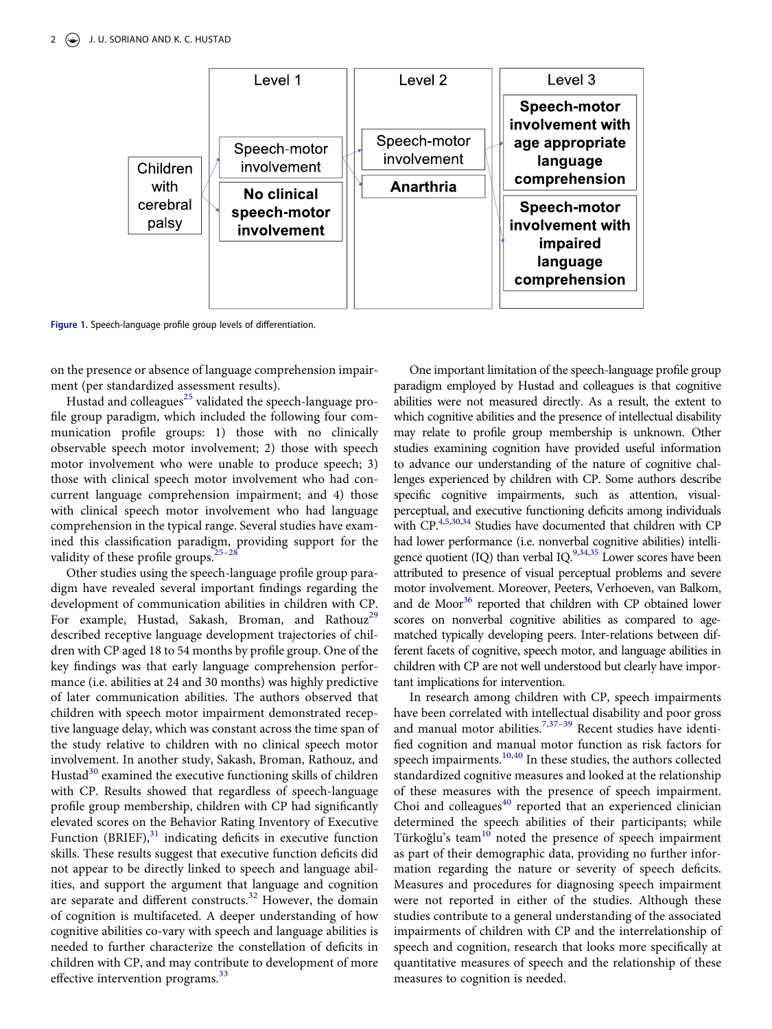Level 1

- Children with cerebral palsy
  - Speech-motor involvement
  - **No clinical speech-motor involvement**

Level 2

- Speech-motor involvement
- **Anarthria**

Level 3

- **Speech-motor involvement with age appropriate language comprehension**
- **Speech-motor involvement with impaired language comprehension**

**Figure 1.** Speech-language profile group levels of differentiation.

on the presence or absence of language comprehension impairment (per standardized assessment results).

Hustad and colleagues[25] validated the speech-language profile group paradigm, which included the following four communication profile groups: 1) those with no clinically observable speech motor involvement; 2) those with speech motor involvement who were unable to produce speech; 3) those with clinical speech motor involvement who had concurrent language comprehension impairment; and 4) those with clinical speech motor involvement who had language comprehension in the typical range. Several studies have examined this classification paradigm, providing support for the validity of these profile groups.[25–28]

Other studies using the speech-language profile group paradigm have revealed several important findings regarding the development of communication abilities in children with CP. For example, Hustad, Sakash, Broman, and Rathouz[29] described receptive language development trajectories of children with CP aged 18 to 54 months by profile group. One of the key findings was that early language comprehension performance (i.e. abilities at 24 and 30 months) was highly predictive of later communication abilities. The authors observed that children with speech motor impairment demonstrated receptive language delay, which was constant across the time span of the study relative to children with no clinical speech motor involvement. In another study, Sakash, Broman, Rathouz, and Hustad[30] examined the executive functioning skills of children with CP. Results showed that regardless of speech-language profile group membership, children with CP had significantly elevated scores on the Behavior Rating Inventory of Executive Function (BRIEF),[31] indicating deficits in executive function skills. These results suggest that executive function deficits did not appear to be directly linked to speech and language abilities, and support the argument that language and cognition are separate and different constructs.[32] However, the domain of cognition is multifaceted. A deeper understanding of how cognitive abilities co-vary with speech and language abilities is needed to further characterize the constellation of deficits in children with CP, and may contribute to development of more effective intervention programs.[33]

One important limitation of the speech-language profile group paradigm employed by Hustad and colleagues is that cognitive abilities were not measured directly. As a result, the extent to which cognitive abilities and the presence of intellectual disability may relate to profile group membership is unknown. Other studies examining cognition have provided useful information to advance our understanding of the nature of cognitive challenges experienced by children with CP. Some authors describe specific cognitive impairments, such as attention, visual-perceptual, and executive functioning deficits among individuals with CP.[4,5,30,34] Studies have documented that children with CP had lower performance (i.e. nonverbal cognitive abilities) intelligence quotient (IQ) than verbal IQ.[9,34,35] Lower scores have been attributed to presence of visual perceptual problems and severe motor involvement. Moreover, Peeters, Verhoeven, van Balkom, and de Moor[36] reported that children with CP obtained lower scores on nonverbal cognitive abilities as compared to age-matched typically developing peers. Inter-relations between different facets of cognitive, speech motor, and language abilities in children with CP are not well understood but clearly have important implications for intervention.

In research among children with CP, speech impairments have been correlated with intellectual disability and poor gross and manual motor abilities.[7,37–39] Recent studies have identified cognition and manual motor function as risk factors for speech impairments.[10,40] In these studies, the authors collected standardized cognitive measures and looked at the relationship of these measures with the presence of speech impairment. Choi and colleagues[40] reported that an experienced clinician determined the speech abilities of their participants; while Türkoğlu's team[10] noted the presence of speech impairment as part of their demographic data, providing no further information regarding the nature or severity of speech deficits. Measures and procedures for diagnosing speech impairment were not reported in either of the studies. Although these studies contribute to a general understanding of the associated impairments of children with CP and the interrelationship of speech and cognition, research that looks more specifically at quantitative measures of speech and the relationship of these measures to cognition is needed.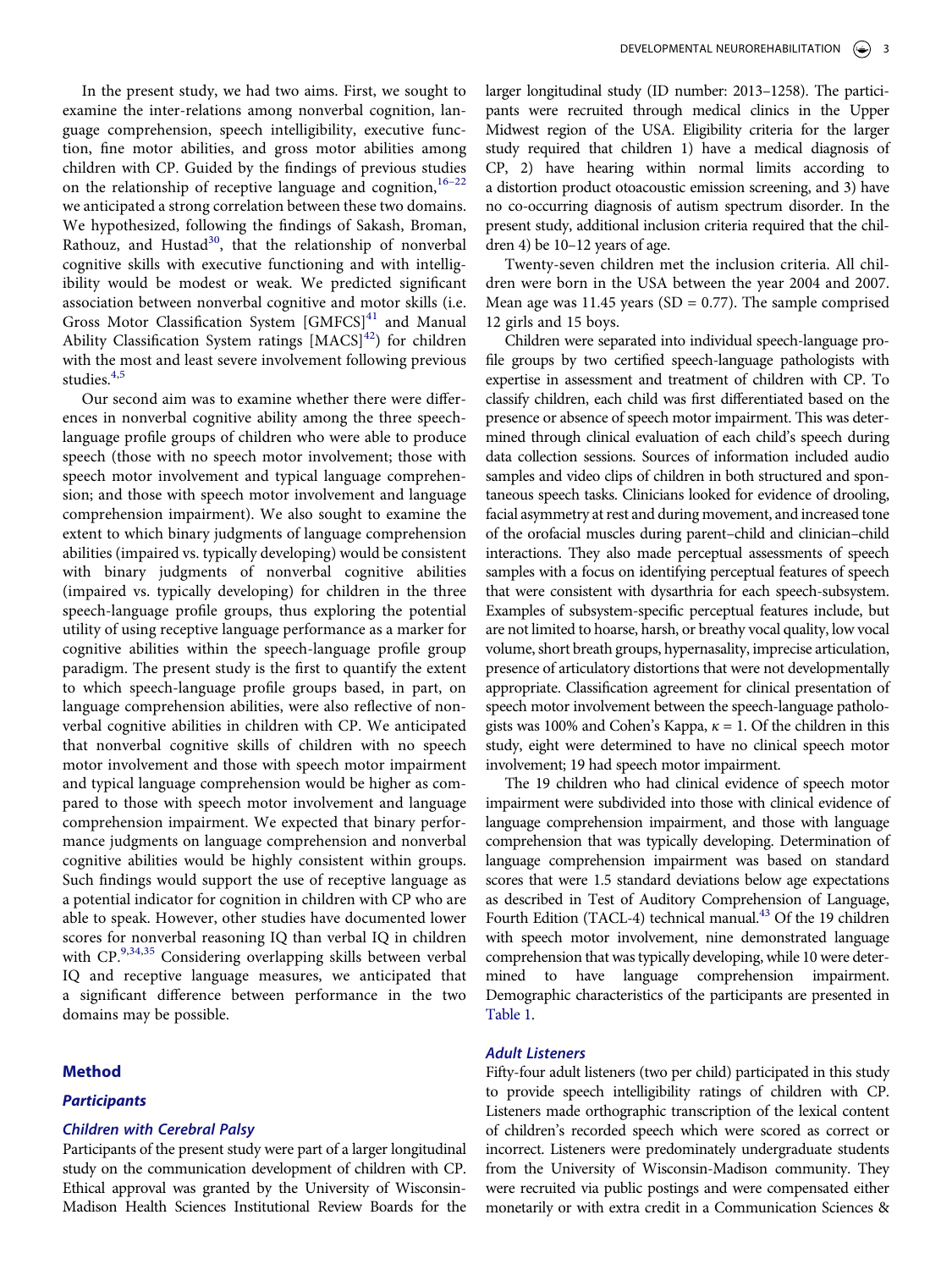In the present study, we had two aims. First, we sought to examine the inter-relations among nonverbal cognition, language comprehension, speech intelligibility, executive function, fine motor abilities, and gross motor abilities among children with CP. Guided by the findings of previous studies on the relationship of receptive language and cognition,[16–22] we anticipated a strong correlation between these two domains. We hypothesized, following the findings of Sakash, Broman, Rathouz, and Hustad[30], that the relationship of nonverbal cognitive skills with executive functioning and with intelligibility would be modest or weak. We predicted significant association between nonverbal cognitive and motor skills (i.e. Gross Motor Classification System [GMFCS][41] and Manual Ability Classification System ratings [MACS][42]) for children with the most and least severe involvement following previous studies.[4,5]

Our second aim was to examine whether there were differences in nonverbal cognitive ability among the three speech-language profile groups of children who were able to produce speech (those with no speech motor involvement; those with speech motor involvement and typical language comprehension; and those with speech motor involvement and language comprehension impairment). We also sought to examine the extent to which binary judgments of language comprehension abilities (impaired vs. typically developing) would be consistent with binary judgments of nonverbal cognitive abilities (impaired vs. typically developing) for children in the three speech-language profile groups, thus exploring the potential utility of using receptive language performance as a marker for cognitive abilities within the speech-language profile group paradigm. The present study is the first to quantify the extent to which speech-language profile groups based, in part, on language comprehension abilities, were also reflective of nonverbal cognitive abilities in children with CP. We anticipated that nonverbal cognitive skills of children with no speech motor involvement and those with speech motor impairment and typical language comprehension would be higher as compared to those with speech motor involvement and language comprehension impairment. We expected that binary performance judgments on language comprehension and nonverbal cognitive abilities would be highly consistent within groups. Such findings would support the use of receptive language as a potential indicator for cognition in children with CP who are able to speak. However, other studies have documented lower scores for nonverbal reasoning IQ than verbal IQ in children with CP.[9,34,35] Considering overlapping skills between verbal IQ and receptive language measures, we anticipated that a significant difference between performance in the two domains may be possible.

## Method

### Participants

#### Children with Cerebral Palsy

Participants of the present study were part of a larger longitudinal study on the communication development of children with CP. Ethical approval was granted by the University of Wisconsin-Madison Health Sciences Institutional Review Boards for the larger longitudinal study (ID number: 2013–1258). The participants were recruited through medical clinics in the Upper Midwest region of the USA. Eligibility criteria for the larger study required that children 1) have a medical diagnosis of CP, 2) have hearing within normal limits according to a distortion product otoacoustic emission screening, and 3) have no co-occurring diagnosis of autism spectrum disorder. In the present study, additional inclusion criteria required that the children 4) be 10–12 years of age.

Twenty-seven children met the inclusion criteria. All children were born in the USA between the year 2004 and 2007. Mean age was 11.45 years (SD = 0.77). The sample comprised 12 girls and 15 boys.

Children were separated into individual speech-language profile groups by two certified speech-language pathologists with expertise in assessment and treatment of children with CP. To classify children, each child was first differentiated based on the presence or absence of speech motor impairment. This was determined through clinical evaluation of each child's speech during data collection sessions. Sources of information included audio samples and video clips of children in both structured and spontaneous speech tasks. Clinicians looked for evidence of drooling, facial asymmetry at rest and during movement, and increased tone of the orofacial muscles during parent–child and clinician–child interactions. They also made perceptual assessments of speech samples with a focus on identifying perceptual features of speech that were consistent with dysarthria for each speech-subsystem. Examples of subsystem-specific perceptual features include, but are not limited to hoarse, harsh, or breathy vocal quality, low vocal volume, short breath groups, hypernasality, imprecise articulation, presence of articulatory distortions that were not developmentally appropriate. Classification agreement for clinical presentation of speech motor involvement between the speech-language pathologists was 100% and Cohen's Kappa, $\kappa = 1$. Of the children in this study, eight were determined to have no clinical speech motor involvement; 19 had speech motor impairment.

The 19 children who had clinical evidence of speech motor impairment were subdivided into those with clinical evidence of language comprehension impairment, and those with language comprehension that was typically developing. Determination of language comprehension impairment was based on standard scores that were 1.5 standard deviations below age expectations as described in Test of Auditory Comprehension of Language, Fourth Edition (TACL-4) technical manual.[43] Of the 19 children with speech motor involvement, nine demonstrated language comprehension that was typically developing, while 10 were determined to have language comprehension impairment. Demographic characteristics of the participants are presented in Table 1.

#### Adult Listeners

Fifty-four adult listeners (two per child) participated in this study to provide speech intelligibility ratings of children with CP. Listeners made orthographic transcription of the lexical content of children's recorded speech which were scored as correct or incorrect. Listeners were predominately undergraduate students from the University of Wisconsin-Madison community. They were recruited via public postings and were compensated either monetarily or with extra credit in a Communication Sciences &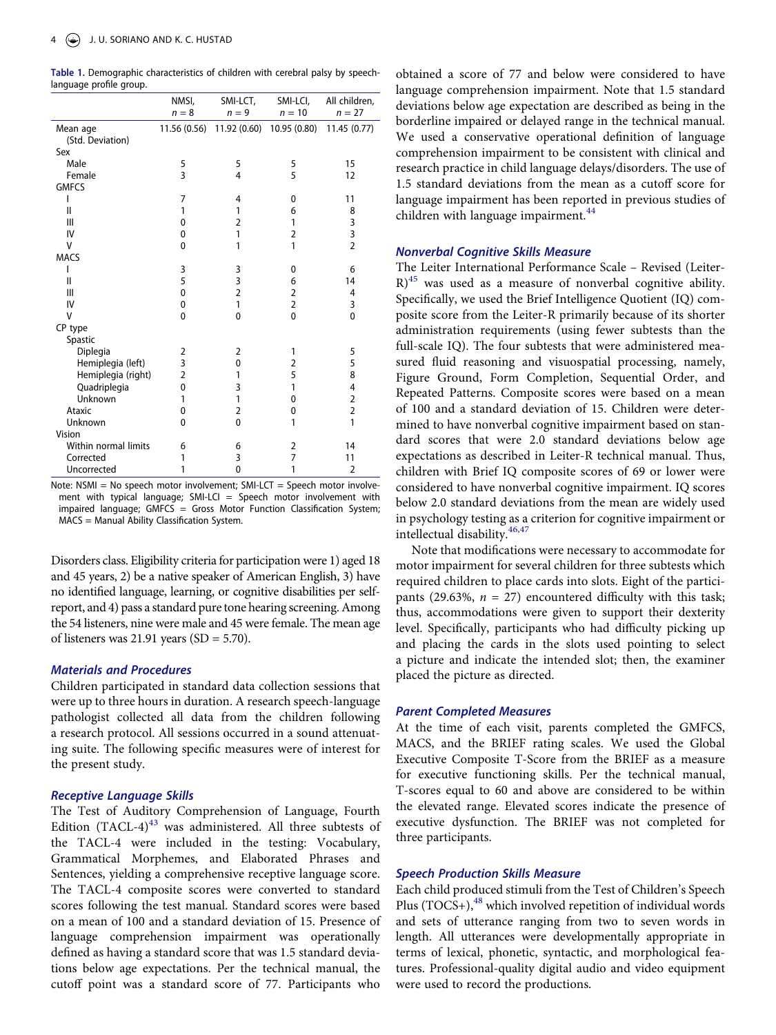**Table 1.** Demographic characteristics of children with cerebral palsy by speech-language profile group.

| | NMSI, $n = 8$ | SMI-LCT, $n = 9$ | SMI-LCI, $n = 10$ | All children, $n = 27$ |
|---|---|---|---|---|
| Mean age (Std. Deviation) | 11.56 (0.56) | 11.92 (0.60) | 10.95 (0.80) | 11.45 (0.77) |
| Sex | | | | |
| Male | 5 | 5 | 5 | 15 |
| Female | 3 | 4 | 5 | 12 |
| GMFCS | | | | |
| I | 7 | 4 | 0 | 11 |
| II | 1 | 1 | 6 | 8 |
| III | 0 | 2 | 1 | 3 |
| IV | 0 | 1 | 2 | 3 |
| V | 0 | 1 | 1 | 2 |
| MACS | | | | |
| I | 3 | 3 | 0 | 6 |
| II | 5 | 3 | 6 | 14 |
| III | 0 | 2 | 2 | 4 |
| IV | 0 | 1 | 2 | 3 |
| V | 0 | 0 | 0 | 0 |
| CP type | | | | |
| Spastic | | | | |
| Diplegia | 2 | 2 | 1 | 5 |
| Hemiplegia (left) | 3 | 0 | 2 | 5 |
| Hemiplegia (right) | 2 | 1 | 5 | 8 |
| Quadriplegia | 0 | 3 | 1 | 4 |
| Unknown | 1 | 1 | 0 | 2 |
| Ataxic | 0 | 2 | 0 | 2 |
| Unknown | 0 | 0 | 1 | 1 |
| Vision | | | | |
| Within normal limits | 6 | 6 | 2 | 14 |
| Corrected | 1 | 3 | 7 | 11 |
| Uncorrected | 1 | 0 | 1 | 2 |

Note: NSMI = No speech motor involvement; SMI-LCT = Speech motor involvement with typical language; SMI-LCI = Speech motor involvement with impaired language; GMFCS = Gross Motor Function Classification System; MACS = Manual Ability Classification System.

Disorders class. Eligibility criteria for participation were 1) aged 18 and 45 years, 2) be a native speaker of American English, 3) have no identified language, learning, or cognitive disabilities per self-report, and 4) pass a standard pure tone hearing screening. Among the 54 listeners, nine were male and 45 were female. The mean age of listeners was 21.91 years (SD = 5.70).

### Materials and Procedures

Children participated in standard data collection sessions that were up to three hours in duration. A research speech-language pathologist collected all data from the children following a research protocol. All sessions occurred in a sound attenuating suite. The following specific measures were of interest for the present study.

### Receptive Language Skills

The Test of Auditory Comprehension of Language, Fourth Edition (TACL-4)[43] was administered. All three subtests of the TACL-4 were included in the testing: Vocabulary, Grammatical Morphemes, and Elaborated Phrases and Sentences, yielding a comprehensive receptive language score. The TACL-4 composite scores were converted to standard scores following the test manual. Standard scores were based on a mean of 100 and a standard deviation of 15. Presence of language comprehension impairment was operationally defined as having a standard score that was 1.5 standard deviations below age expectations. Per the technical manual, the cutoff point was a standard score of 77. Participants who obtained a score of 77 and below were considered to have language comprehension impairment. Note that 1.5 standard deviations below age expectation are described as being in the borderline impaired or delayed range in the technical manual. We used a conservative operational definition of language comprehension impairment to be consistent with clinical and research practice in child language delays/disorders. The use of 1.5 standard deviations from the mean as a cutoff score for language impairment has been reported in previous studies of children with language impairment.[44]

### Nonverbal Cognitive Skills Measure

The Leiter International Performance Scale – Revised (Leiter-R)[45] was used as a measure of nonverbal cognitive ability. Specifically, we used the Brief Intelligence Quotient (IQ) composite score from the Leiter-R primarily because of its shorter administration requirements (using fewer subtests than the full-scale IQ). The four subtests that were administered measured fluid reasoning and visuospatial processing, namely, Figure Ground, Form Completion, Sequential Order, and Repeated Patterns. Composite scores were based on a mean of 100 and a standard deviation of 15. Children were determined to have nonverbal cognitive impairment based on standard scores that were 2.0 standard deviations below age expectations as described in Leiter-R technical manual. Thus, children with Brief IQ composite scores of 69 or lower were considered to have nonverbal cognitive impairment. IQ scores below 2.0 standard deviations from the mean are widely used in psychology testing as a criterion for cognitive impairment or intellectual disability.[46,47]

Note that modifications were necessary to accommodate for motor impairment for several children for three subtests which required children to place cards into slots. Eight of the participants (29.63%, $n = 27$) encountered difficulty with this task; thus, accommodations were given to support their dexterity level. Specifically, participants who had difficulty picking up and placing the cards in the slots used pointing to select a picture and indicate the intended slot; then, the examiner placed the picture as directed.

### Parent Completed Measures

At the time of each visit, parents completed the GMFCS, MACS, and the BRIEF rating scales. We used the Global Executive Composite T-Score from the BRIEF as a measure for executive functioning skills. Per the technical manual, T-scores equal to 60 and above are considered to be within the elevated range. Elevated scores indicate the presence of executive dysfunction. The BRIEF was not completed for three participants.

### Speech Production Skills Measure

Each child produced stimuli from the Test of Children's Speech Plus (TOCS+),[48] which involved repetition of individual words and sets of utterance ranging from two to seven words in length. All utterances were developmentally appropriate in terms of lexical, phonetic, syntactic, and morphological features. Professional-quality digital audio and video equipment were used to record the productions.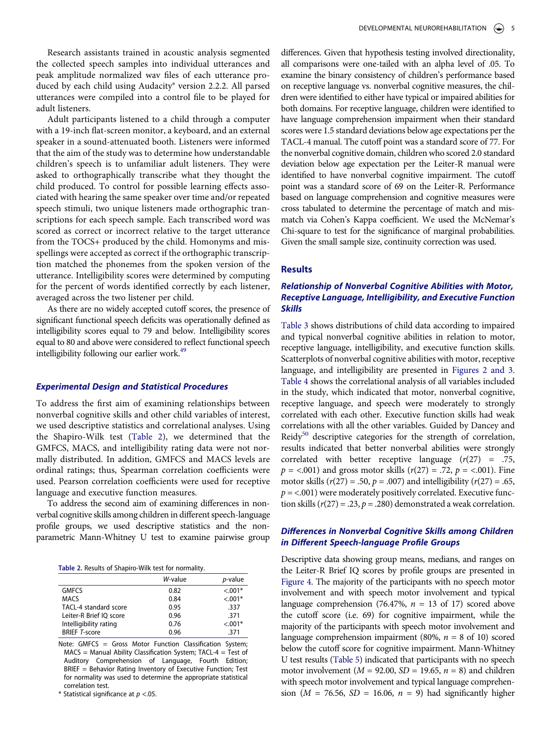Research assistants trained in acoustic analysis segmented the collected speech samples into individual utterances and peak amplitude normalized wav files of each utterance produced by each child using Audacity® version 2.2.2. All parsed utterances were compiled into a control file to be played for adult listeners.

Adult participants listened to a child through a computer with a 19-inch flat-screen monitor, a keyboard, and an external speaker in a sound-attenuated booth. Listeners were informed that the aim of the study was to determine how understandable children's speech is to unfamiliar adult listeners. They were asked to orthographically transcribe what they thought the child produced. To control for possible learning effects associated with hearing the same speaker over time and/or repeated speech stimuli, two unique listeners made orthographic transcriptions for each speech sample. Each transcribed word was scored as correct or incorrect relative to the target utterance from the TOCS+ produced by the child. Homonyms and misspellings were accepted as correct if the orthographic transcription matched the phonemes from the spoken version of the utterance. Intelligibility scores were determined by computing for the percent of words identified correctly by each listener, averaged across the two listener per child.

As there are no widely accepted cutoff scores, the presence of significant functional speech deficits was operationally defined as intelligibility scores equal to 79 and below. Intelligibility scores equal to 80 and above were considered to reflect functional speech intelligibility following our earlier work.[49]

### *Experimental Design and Statistical Procedures*

To address the first aim of examining relationships between nonverbal cognitive skills and other child variables of interest, we used descriptive statistics and correlational analyses. Using the Shapiro-Wilk test (Table 2), we determined that the GMFCS, MACS, and intelligibility rating data were not normally distributed. In addition, GMFCS and MACS levels are ordinal ratings; thus, Spearman correlation coefficients were used. Pearson correlation coefficients were used for receptive language and executive function measures.

To address the second aim of examining differences in nonverbal cognitive skills among children in different speech-language profile groups, we used descriptive statistics and the nonparametric Mann-Whitney U test to examine pairwise group differences. Given that hypothesis testing involved directionality, all comparisons were one-tailed with an alpha level of .05. To examine the binary consistency of children's performance based on receptive language vs. nonverbal cognitive measures, the children were identified to either have typical or impaired abilities for both domains. For receptive language, children were identified to have language comprehension impairment when their standard scores were 1.5 standard deviations below age expectations per the TACL-4 manual. The cutoff point was a standard score of 77. For the nonverbal cognitive domain, children who scored 2.0 standard deviation below age expectation per the Leiter-R manual were identified to have nonverbal cognitive impairment. The cutoff point was a standard score of 69 on the Leiter-R. Performance based on language comprehension and cognitive measures were cross tabulated to determine the percentage of match and mismatch via Cohen's Kappa coefficient. We used the McNemar's Chi-square to test for the significance of marginal probabilities. Given the small sample size, continuity correction was used.

**Table 2.** Results of Shapiro-Wilk test for normality.

| | *W*-value | *p*-value |
|---|---|---|
| GMFCS | 0.82 | <.001* |
| MACS | 0.84 | <.001* |
| TACL-4 standard score | 0.95 | .337 |
| Leiter-R Brief IQ score | 0.96 | .371 |
| Intelligibility rating | 0.76 | <.001* |
| BRIEF *T*-score | 0.96 | .371 |

Note: GMFCS = Gross Motor Function Classification System; MACS = Manual Ability Classification System; TACL-4 = Test of Auditory Comprehension of Language, Fourth Edition; BRIEF = Behavior Rating Inventory of Executive Function; Test for normality was used to determine the appropriate statistical correlation test.

\* Statistical significance at $p$ <.05.

## Results

### *Relationship of Nonverbal Cognitive Abilities with Motor, Receptive Language, Intelligibility, and Executive Function Skills*

Table 3 shows distributions of child data according to impaired and typical nonverbal cognitive abilities in relation to motor, receptive language, intelligibility, and executive function skills. Scatterplots of nonverbal cognitive abilities with motor, receptive language, and intelligibility are presented in Figures 2 and 3. Table 4 shows the correlational analysis of all variables included in the study, which indicated that motor, nonverbal cognitive, receptive language, and speech were moderately to strongly correlated with each other. Executive function skills had weak correlations with all the other variables. Guided by Dancey and Reidy[50] descriptive categories for the strength of correlation, results indicated that better nonverbal abilities were strongly correlated with better receptive language ($r(27)$ = .75, $p$ = <.001) and gross motor skills ($r(27)$ = .72, $p$ = <.001). Fine motor skills ($r(27)$ = .50, $p$ = .007) and intelligibility ($r(27)$ = .65, $p$ = <.001) were moderately positively correlated. Executive function skills ($r(27)$ = .23, $p$ = .280) demonstrated a weak correlation.

### *Differences in Nonverbal Cognitive Skills among Children in Different Speech-language Profile Groups*

Descriptive data showing group means, medians, and ranges on the Leiter-R Brief IQ scores by profile groups are presented in Figure 4. The majority of the participants with no speech motor involvement and with speech motor involvement and typical language comprehension (76.47%, $n$ = 13 of 17) scored above the cutoff score (i.e. 69) for cognitive impairment, while the majority of the participants with speech motor involvement and language comprehension impairment (80%, $n$ = 8 of 10) scored below the cutoff score for cognitive impairment. Mann-Whitney U test results (Table 5) indicated that participants with no speech motor involvement ($M$ = 92.00, $SD$ = 19.65, $n$ = 8) and children with speech motor involvement and typical language comprehension ($M$ = 76.56, $SD$ = 16.06, $n$ = 9) had significantly higher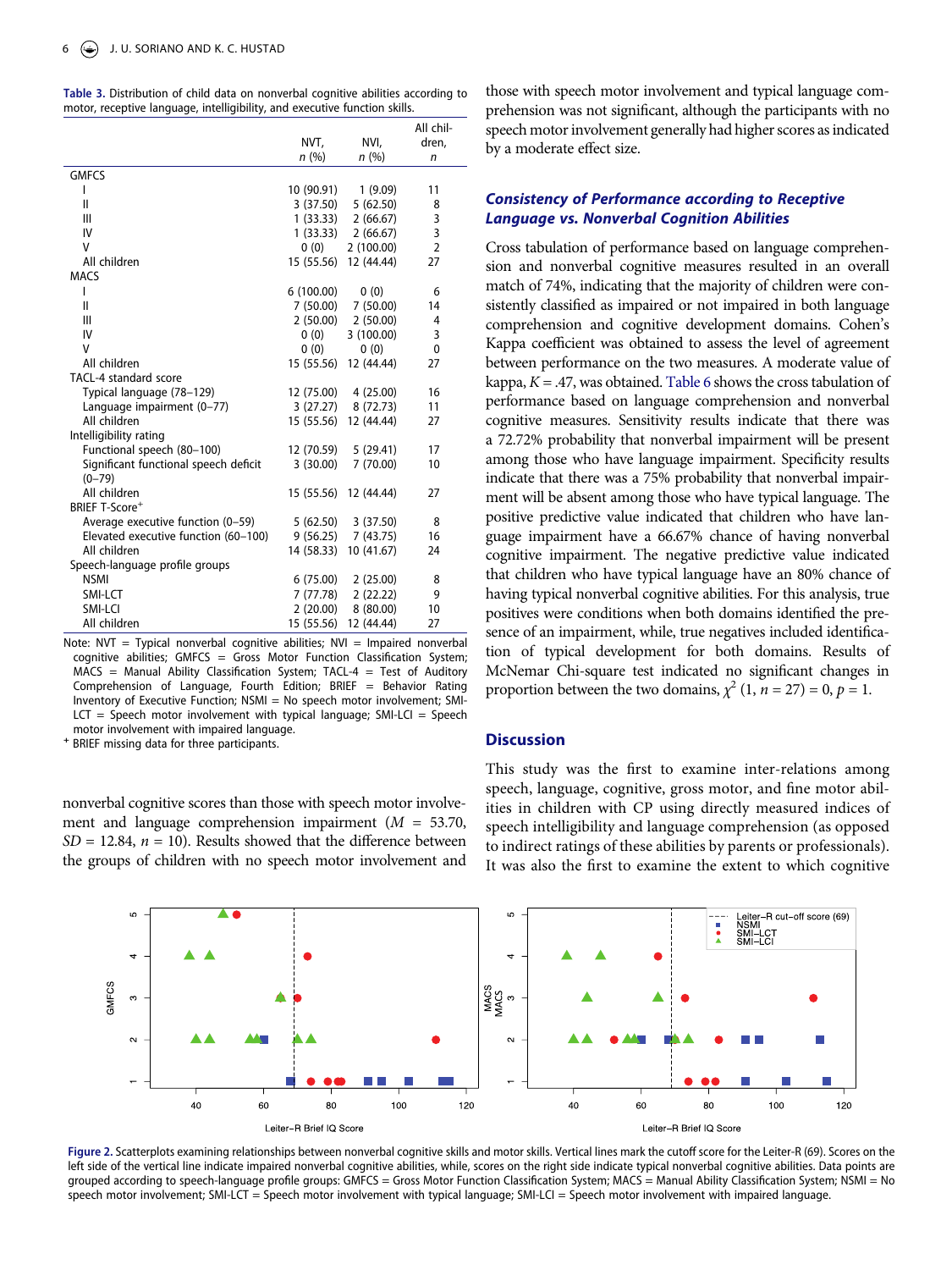**Table 3.** Distribution of child data on nonverbal cognitive abilities according to motor, receptive language, intelligibility, and executive function skills.

| | NVT, *n* (%) | NVI, *n* (%) | All children, *n* |
|---|---|---|---|
| GMFCS | | | |
| I | 10 (90.91) | 1 (9.09) | 11 |
| II | 3 (37.50) | 5 (62.50) | 8 |
| III | 1 (33.33) | 2 (66.67) | 3 |
| IV | 1 (33.33) | 2 (66.67) | 3 |
| V | 0 (0) | 2 (100.00) | 2 |
| All children | 15 (55.56) | 12 (44.44) | 27 |
| MACS | | | |
| I | 6 (100.00) | 0 (0) | 6 |
| II | 7 (50.00) | 7 (50.00) | 14 |
| III | 2 (50.00) | 2 (50.00) | 4 |
| IV | 0 (0) | 3 (100.00) | 3 |
| V | 0 (0) | 0 (0) | 0 |
| All children | 15 (55.56) | 12 (44.44) | 27 |
| TACL-4 standard score | | | |
| Typical language (78–129) | 12 (75.00) | 4 (25.00) | 16 |
| Language impairment (0–77) | 3 (27.27) | 8 (72.73) | 11 |
| All children | 15 (55.56) | 12 (44.44) | 27 |
| Intelligibility rating | | | |
| Functional speech (80–100) | 12 (70.59) | 5 (29.41) | 17 |
| Significant functional speech deficit (0–79) | 3 (30.00) | 7 (70.00) | 10 |
| All children | 15 (55.56) | 12 (44.44) | 27 |
| BRIEF T-Score+ | | | |
| Average executive function (0–59) | 5 (62.50) | 3 (37.50) | 8 |
| Elevated executive function (60–100) | 9 (56.25) | 7 (43.75) | 16 |
| All children | 14 (58.33) | 10 (41.67) | 24 |
| Speech-language profile groups | | | |
| NSMI | 6 (75.00) | 2 (25.00) | 8 |
| SMI-LCT | 7 (77.78) | 2 (22.22) | 9 |
| SMI-LCI | 2 (20.00) | 8 (80.00) | 10 |
| All children | 15 (55.56) | 12 (44.44) | 27 |

Note: NVT = Typical nonverbal cognitive abilities; NVI = Impaired nonverbal cognitive abilities; GMFCS = Gross Motor Function Classification System; MACS = Manual Ability Classification System; TACL-4 = Test of Auditory Comprehension of Language, Fourth Edition; BRIEF = Behavior Rating Inventory of Executive Function; NSMI = No speech motor involvement; SMI-LCT = Speech motor involvement with typical language; SMI-LCI = Speech motor involvement with impaired language.
+ BRIEF missing data for three participants.

nonverbal cognitive scores than those with speech motor involvement and language comprehension impairment ($M$ = 53.70, $SD$ = 12.84, $n$ = 10). Results showed that the difference between the groups of children with no speech motor involvement and those with speech motor involvement and typical language comprehension was not significant, although the participants with no speech motor involvement generally had higher scores as indicated by a moderate effect size.

### *Consistency of Performance according to Receptive Language vs. Nonverbal Cognition Abilities*

Cross tabulation of performance based on language comprehension and nonverbal cognitive measures resulted in an overall match of 74%, indicating that the majority of children were consistently classified as impaired or not impaired in both language comprehension and cognitive development domains. Cohen's Kappa coefficient was obtained to assess the level of agreement between performance on the two measures. A moderate value of kappa, $K$ = .47, was obtained. Table 6 shows the cross tabulation of performance based on language comprehension and nonverbal cognitive measures. Sensitivity results indicate that there was a 72.72% probability that nonverbal impairment will be present among those who have language impairment. Specificity results indicate that there was a 75% probability that nonverbal impairment will be absent among those who have typical language. The positive predictive value indicated that children who have language impairment have a 66.67% chance of having nonverbal cognitive impairment. The negative predictive value indicated that children who have typical language have an 80% chance of having typical nonverbal cognitive abilities. For this analysis, true positives were conditions when both domains identified the presence of an impairment, while, true negatives included identification of typical development for both domains. Results of McNemar Chi-square test indicated no significant changes in proportion between the two domains, $\chi^2$ (1, $n$ = 27) = 0, $p$ = 1.

## Discussion

This study was the first to examine inter-relations among speech, language, cognitive, gross motor, and fine motor abilities in children with CP using directly measured indices of speech intelligibility and language comprehension (as opposed to indirect ratings of these abilities by parents or professionals). It was also the first to examine the extent to which cognitive

**Figure 2.** Scatterplots examining relationships between nonverbal cognitive skills and motor skills. Vertical lines mark the cutoff score for the Leiter-R (69). Scores on the left side of the vertical line indicate impaired nonverbal cognitive abilities, while, scores on the right side indicate typical nonverbal cognitive abilities. Data points are grouped according to speech-language profile groups: GMFCS = Gross Motor Function Classification System; MACS = Manual Ability Classification System; NSMI = No speech motor involvement; SMI-LCT = Speech motor involvement with typical language; SMI-LCI = Speech motor involvement with impaired language.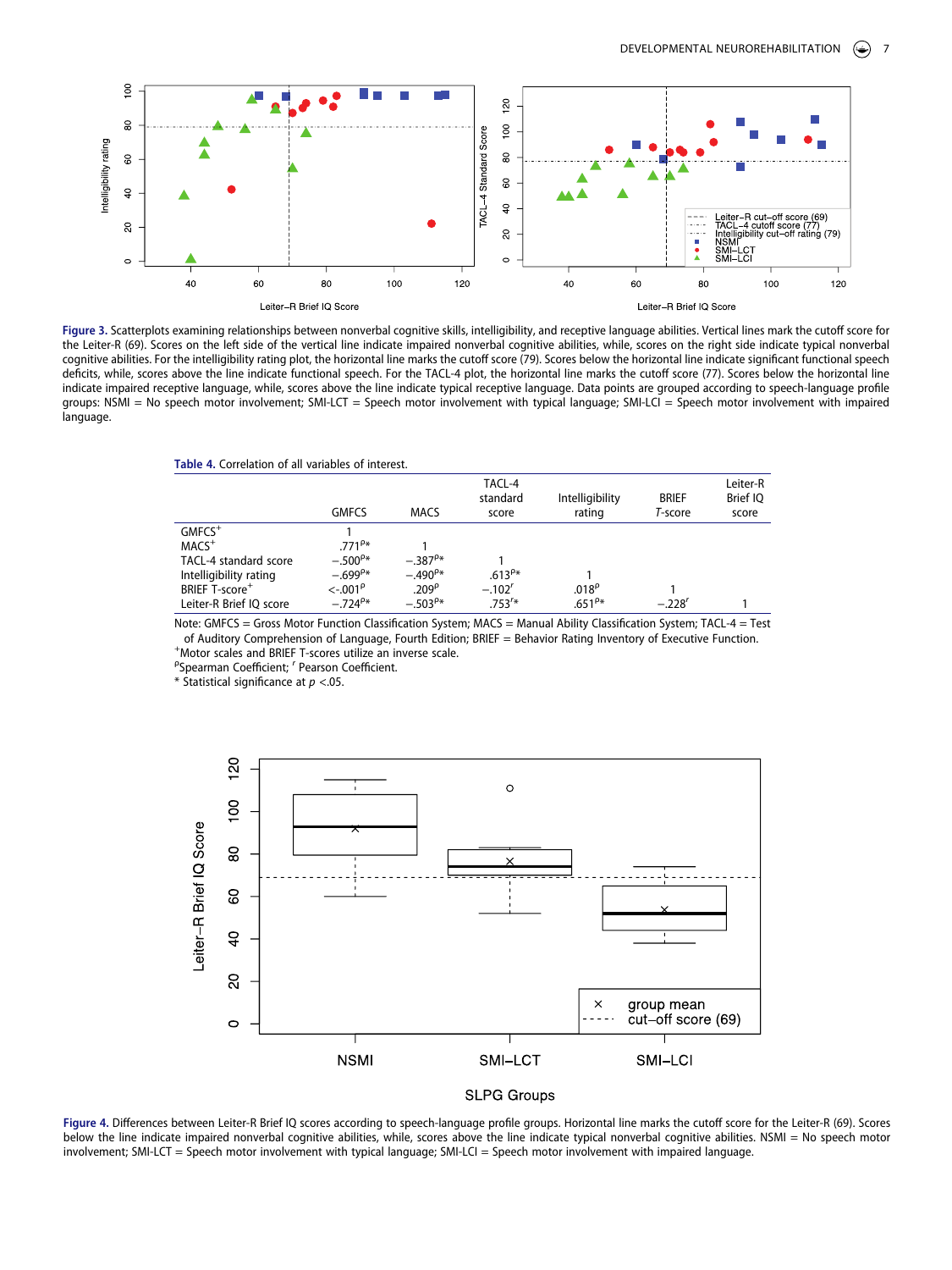**Figure 3.** Scatterplots examining relationships between nonverbal cognitive skills, intelligibility, and receptive language abilities. Vertical lines mark the cutoff score for the Leiter-R (69). Scores on the left side of the vertical line indicate impaired nonverbal cognitive abilities, while, scores on the right side indicate typical nonverbal cognitive abilities. For the intelligibility rating plot, the horizontal line marks the cutoff score (79). Scores below the horizontal line indicate significant functional speech deficits, while, scores above the line indicate functional speech. For the TACL-4 plot, the horizontal line marks the cutoff score (77). Scores below the horizontal line indicate impaired receptive language, while, scores above the line indicate typical receptive language. Data points are grouped according to speech-language profile groups: NSMI = No speech motor involvement; SMI-LCT = Speech motor involvement with typical language; SMI-LCI = Speech motor involvement with impaired language.

**Table 4.** Correlation of all variables of interest.

| | GMFCS | MACS | TACL-4 standard score | Intelligibility rating | BRIEF *T*-score | Leiter-R Brief IQ score |
|---|---|---|---|---|---|---|
| GMFCS[+] | 1 | | | | | |
| MACS[+] | .771[ρ]* | 1 | | | | |
| TACL-4 standard score | −.500[ρ]* | −.387[ρ]* | 1 | | | |
| Intelligibility rating | −.699[ρ]* | −.490[ρ]* | .613[ρ]* | 1 | | |
| BRIEF T-score[+] | <-.001[ρ] | .209[ρ] | −.102[r] | .018[ρ] | 1 | |
| Leiter-R Brief IQ score | −.724[ρ]* | −.503[ρ]* | .753[r]* | .651[ρ]* | −.228[r] | 1 |

Note: GMFCS = Gross Motor Function Classification System; MACS = Manual Ability Classification System; TACL-4 = Test of Auditory Comprehension of Language, Fourth Edition; BRIEF = Behavior Rating Inventory of Executive Function.
[+]Motor scales and BRIEF T-scores utilize an inverse scale.
[ρ]Spearman Coefficient; [r] Pearson Coefficient.
\* Statistical significance at $p$ <.05.

**Figure 4.** Differences between Leiter-R Brief IQ scores according to speech-language profile groups. Horizontal line marks the cutoff score for the Leiter-R (69). Scores below the line indicate impaired nonverbal cognitive abilities, while, scores above the line indicate typical nonverbal cognitive abilities. NSMI = No speech motor involvement; SMI-LCT = Speech motor involvement with typical language; SMI-LCI = Speech motor involvement with impaired language.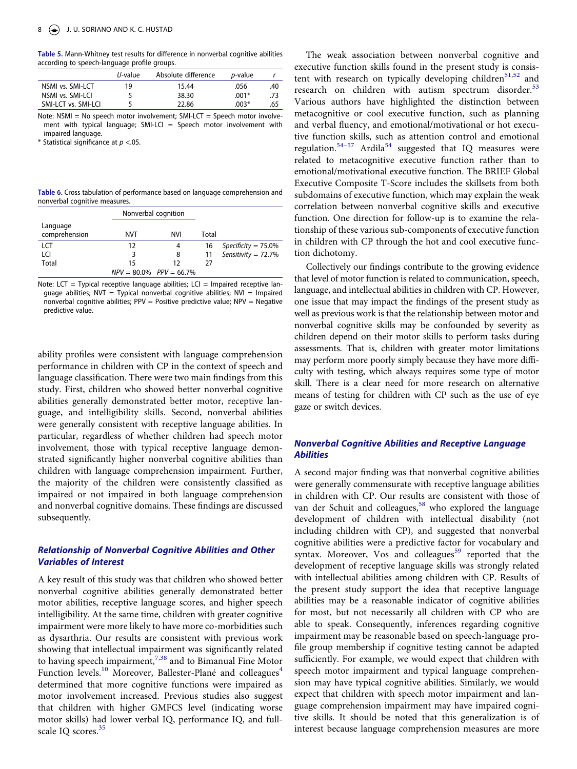**Table 5.** Mann-Whitney test results for difference in nonverbal cognitive abilities according to speech-language profile groups.

| | *U*-value | Absolute difference | *p*-value | *r* |
|---|---|---|---|---|
| NSMI vs. SMI-LCT | 19 | 15.44 | .056 | .40 |
| NSMI vs. SMI-LCI | 5 | 38.30 | .001* | .73 |
| SMI-LCT vs. SMI-LCI | 5 | 22.86 | .003* | .65 |

Note: NSMI = No speech motor involvement; SMI-LCT = Speech motor involvement with typical language; SMI-LCI = Speech motor involvement with impaired language.

* Statistical significance at $p < .05$.

**Table 6.** Cross tabulation of performance based on language comprehension and nonverbal cognitive measures.

| | Nonverbal cognition | | | |
|---|---|---|---|---|
| Language comprehension | NVT | NVI | Total | |
| LCT | 12 | 4 | 16 | *Specificity* = 75.0% |
| LCI | 3 | 8 | 11 | *Sensitivity* = 72.7% |
| Total | 15 | 12 | 27 | |
| | *NPV* = 80.0% | *PPV* = 66.7% | | |

Note: LCT = Typical receptive language abilities; LCI = Impaired receptive language abilities; NVT = Typical nonverbal cognitive abilities; NVI = Impaired nonverbal cognitive abilities; PPV = Positive predictive value; NPV = Negative predictive value.

ability profiles were consistent with language comprehension performance in children with CP in the context of speech and language classification. There were two main findings from this study. First, children who showed better nonverbal cognitive abilities generally demonstrated better motor, receptive language, and intelligibility skills. Second, nonverbal abilities were generally consistent with receptive language abilities. In particular, regardless of whether children had speech motor involvement, those with typical receptive language demonstrated significantly higher nonverbal cognitive abilities than children with language comprehension impairment. Further, the majority of the children were consistently classified as impaired or not impaired in both language comprehension and nonverbal cognitive domains. These findings are discussed subsequently.

### Relationship of Nonverbal Cognitive Abilities and Other Variables of Interest

A key result of this study was that children who showed better nonverbal cognitive abilities generally demonstrated better motor abilities, receptive language scores, and higher speech intelligibility. At the same time, children with greater cognitive impairment were more likely to have more co-morbidities such as dysarthria. Our results are consistent with previous work showing that intellectual impairment was significantly related to having speech impairment,[7,38] and to Bimanual Fine Motor Function levels.[10] Moreover, Ballester-Plané and colleagues[4] determined that more cognitive functions were impaired as motor involvement increased. Previous studies also suggest that children with higher GMFCS level (indicating worse motor skills) had lower verbal IQ, performance IQ, and full-scale IQ scores.[35]

The weak association between nonverbal cognitive and executive function skills found in the present study is consistent with research on typically developing children[51,52] and research on children with autism spectrum disorder.[53] Various authors have highlighted the distinction between metacognitive or cool executive function, such as planning and verbal fluency, and emotional/motivational or hot executive function skills, such as attention control and emotional regulation.[54–57] Ardila[54] suggested that IQ measures were related to metacognitive executive function rather than to emotional/motivational executive function. The BRIEF Global Executive Composite T-Score includes the skillsets from both subdomains of executive function, which may explain the weak correlation between nonverbal cognitive skills and executive function. One direction for follow-up is to examine the relationship of these various sub-components of executive function in children with CP through the hot and cool executive function dichotomy.

Collectively our findings contribute to the growing evidence that level of motor function is related to communication, speech, language, and intellectual abilities in children with CP. However, one issue that may impact the findings of the present study as well as previous work is that the relationship between motor and nonverbal cognitive skills may be confounded by severity as children depend on their motor skills to perform tasks during assessments. That is, children with greater motor limitations may perform more poorly simply because they have more difficulty with testing, which always requires some type of motor skill. There is a clear need for more research on alternative means of testing for children with CP such as the use of eye gaze or switch devices.

### Nonverbal Cognitive Abilities and Receptive Language Abilities

A second major finding was that nonverbal cognitive abilities were generally commensurate with receptive language abilities in children with CP. Our results are consistent with those of van der Schuit and colleagues,[58] who explored the language development of children with intellectual disability (not including children with CP), and suggested that nonverbal cognitive abilities were a predictive factor for vocabulary and syntax. Moreover, Vos and colleagues[59] reported that the development of receptive language skills was strongly related with intellectual abilities among children with CP. Results of the present study support the idea that receptive language abilities may be a reasonable indicator of cognitive abilities for most, but not necessarily all children with CP who are able to speak. Consequently, inferences regarding cognitive impairment may be reasonable based on speech-language profile group membership if cognitive testing cannot be adapted sufficiently. For example, we would expect that children with speech motor impairment and typical language comprehension may have typical cognitive abilities. Similarly, we would expect that children with speech motor impairment and language comprehension impairment may have impaired cognitive skills. It should be noted that this generalization is of interest because language comprehension measures are more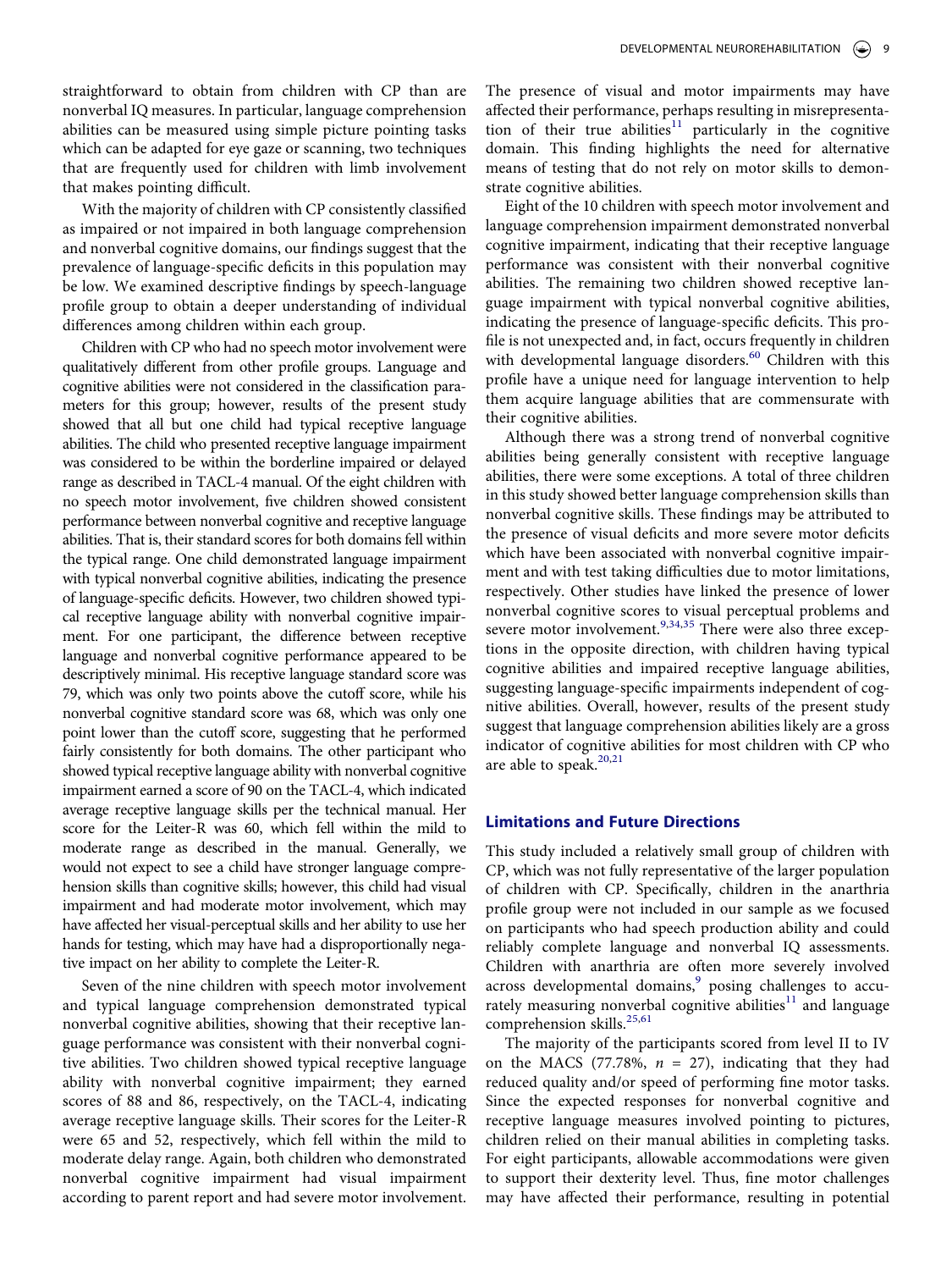straightforward to obtain from children with CP than are nonverbal IQ measures. In particular, language comprehension abilities can be measured using simple picture pointing tasks which can be adapted for eye gaze or scanning, two techniques that are frequently used for children with limb involvement that makes pointing difficult.

With the majority of children with CP consistently classified as impaired or not impaired in both language comprehension and nonverbal cognitive domains, our findings suggest that the prevalence of language-specific deficits in this population may be low. We examined descriptive findings by speech-language profile group to obtain a deeper understanding of individual differences among children within each group.

Children with CP who had no speech motor involvement were qualitatively different from other profile groups. Language and cognitive abilities were not considered in the classification parameters for this group; however, results of the present study showed that all but one child had typical receptive language abilities. The child who presented receptive language impairment was considered to be within the borderline impaired or delayed range as described in TACL-4 manual. Of the eight children with no speech motor involvement, five children showed consistent performance between nonverbal cognitive and receptive language abilities. That is, their standard scores for both domains fell within the typical range. One child demonstrated language impairment with typical nonverbal cognitive abilities, indicating the presence of language-specific deficits. However, two children showed typical receptive language ability with nonverbal cognitive impairment. For one participant, the difference between receptive language and nonverbal cognitive performance appeared to be descriptively minimal. His receptive language standard score was 79, which was only two points above the cutoff score, while his nonverbal cognitive standard score was 68, which was only one point lower than the cutoff score, suggesting that he performed fairly consistently for both domains. The other participant who showed typical receptive language ability with nonverbal cognitive impairment earned a score of 90 on the TACL-4, which indicated average receptive language skills per the technical manual. Her score for the Leiter-R was 60, which fell within the mild to moderate range as described in the manual. Generally, we would not expect to see a child have stronger language comprehension skills than cognitive skills; however, this child had visual impairment and had moderate motor involvement, which may have affected her visual-perceptual skills and her ability to use her hands for testing, which may have had a disproportionally negative impact on her ability to complete the Leiter-R.

Seven of the nine children with speech motor involvement and typical language comprehension demonstrated typical nonverbal cognitive abilities, showing that their receptive language performance was consistent with their nonverbal cognitive abilities. Two children showed typical receptive language ability with nonverbal cognitive impairment; they earned scores of 88 and 86, respectively, on the TACL-4, indicating average receptive language skills. Their scores for the Leiter-R were 65 and 52, respectively, which fell within the mild to moderate delay range. Again, both children who demonstrated nonverbal cognitive impairment had visual impairment according to parent report and had severe motor involvement. The presence of visual and motor impairments may have affected their performance, perhaps resulting in misrepresentation of their true abilities[11] particularly in the cognitive domain. This finding highlights the need for alternative means of testing that do not rely on motor skills to demonstrate cognitive abilities.

Eight of the 10 children with speech motor involvement and language comprehension impairment demonstrated nonverbal cognitive impairment, indicating that their receptive language performance was consistent with their nonverbal cognitive abilities. The remaining two children showed receptive language impairment with typical nonverbal cognitive abilities, indicating the presence of language-specific deficits. This profile is not unexpected and, in fact, occurs frequently in children with developmental language disorders.[60] Children with this profile have a unique need for language intervention to help them acquire language abilities that are commensurate with their cognitive abilities.

Although there was a strong trend of nonverbal cognitive abilities being generally consistent with receptive language abilities, there were some exceptions. A total of three children in this study showed better language comprehension skills than nonverbal cognitive skills. These findings may be attributed to the presence of visual deficits and more severe motor deficits which have been associated with nonverbal cognitive impairment and with test taking difficulties due to motor limitations, respectively. Other studies have linked the presence of lower nonverbal cognitive scores to visual perceptual problems and severe motor involvement.[9,34,35] There were also three exceptions in the opposite direction, with children having typical cognitive abilities and impaired receptive language abilities, suggesting language-specific impairments independent of cognitive abilities. Overall, however, results of the present study suggest that language comprehension abilities likely are a gross indicator of cognitive abilities for most children with CP who are able to speak.[20,21]

## Limitations and Future Directions

This study included a relatively small group of children with CP, which was not fully representative of the larger population of children with CP. Specifically, children in the anarthria profile group were not included in our sample as we focused on participants who had speech production ability and could reliably complete language and nonverbal IQ assessments. Children with anarthria are often more severely involved across developmental domains,[9] posing challenges to accurately measuring nonverbal cognitive abilities[11] and language comprehension skills.[25,61]

The majority of the participants scored from level II to IV on the MACS (77.78%, $n$ = 27), indicating that they had reduced quality and/or speed of performing fine motor tasks. Since the expected responses for nonverbal cognitive and receptive language measures involved pointing to pictures, children relied on their manual abilities in completing tasks. For eight participants, allowable accommodations were given to support their dexterity level. Thus, fine motor challenges may have affected their performance, resulting in potential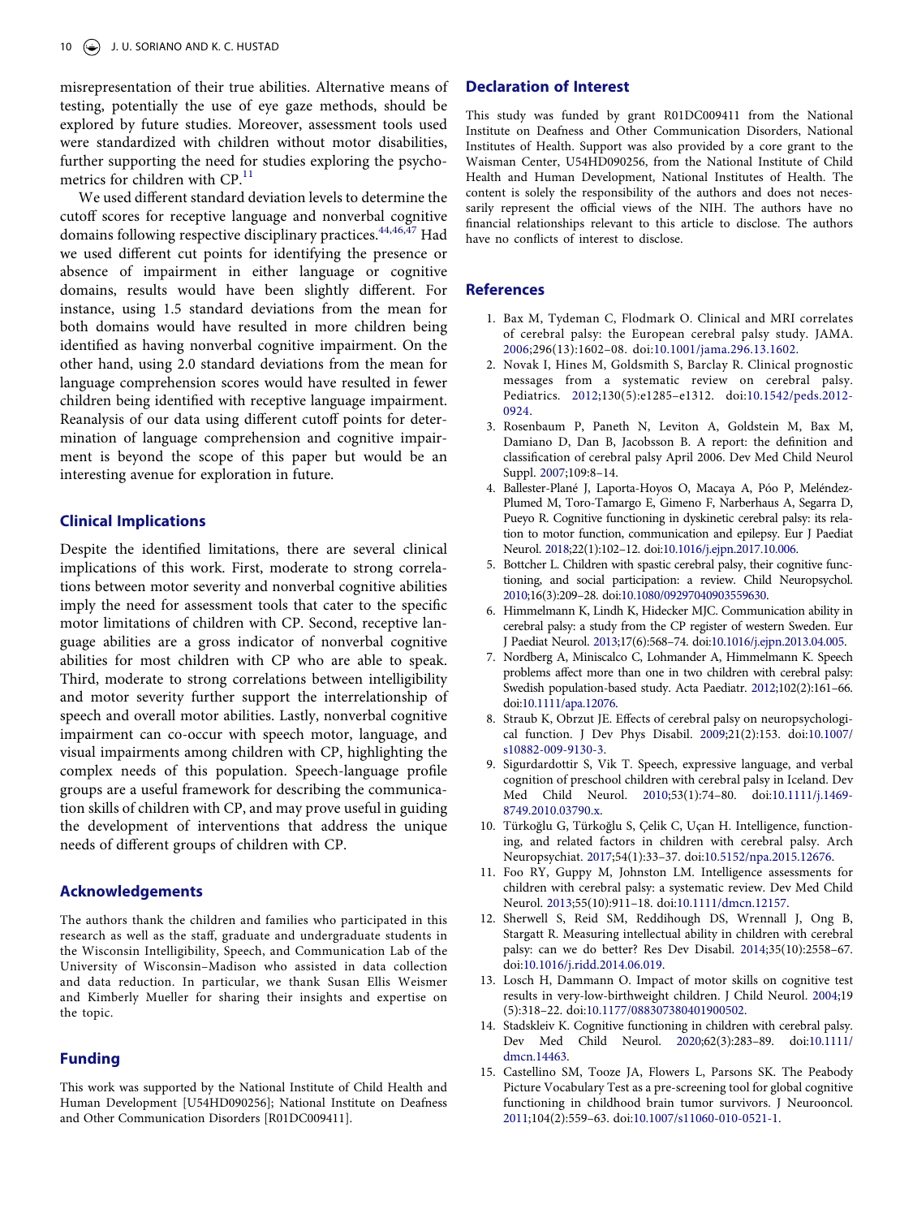misrepresentation of their true abilities. Alternative means of testing, potentially the use of eye gaze methods, should be explored by future studies. Moreover, assessment tools used were standardized with children without motor disabilities, further supporting the need for studies exploring the psychometrics for children with CP.[11]

We used different standard deviation levels to determine the cutoff scores for receptive language and nonverbal cognitive domains following respective disciplinary practices.[44,46,47] Had we used different cut points for identifying the presence or absence of impairment in either language or cognitive domains, results would have been slightly different. For instance, using 1.5 standard deviations from the mean for both domains would have resulted in more children being identified as having nonverbal cognitive impairment. On the other hand, using 2.0 standard deviations from the mean for language comprehension scores would have resulted in fewer children being identified with receptive language impairment. Reanalysis of our data using different cutoff points for determination of language comprehension and cognitive impairment is beyond the scope of this paper but would be an interesting avenue for exploration in future.

## Clinical Implications

Despite the identified limitations, there are several clinical implications of this work. First, moderate to strong correlations between motor severity and nonverbal cognitive abilities imply the need for assessment tools that cater to the specific motor limitations of children with CP. Second, receptive language abilities are a gross indicator of nonverbal cognitive abilities for most children with CP who are able to speak. Third, moderate to strong correlations between intelligibility and motor severity further support the interrelationship of speech and overall motor abilities. Lastly, nonverbal cognitive impairment can co-occur with speech motor, language, and visual impairments among children with CP, highlighting the complex needs of this population. Speech-language profile groups are a useful framework for describing the communication skills of children with CP, and may prove useful in guiding the development of interventions that address the unique needs of different groups of children with CP.

## Acknowledgements

The authors thank the children and families who participated in this research as well as the staff, graduate and undergraduate students in the Wisconsin Intelligibility, Speech, and Communication Lab of the University of Wisconsin–Madison who assisted in data collection and data reduction. In particular, we thank Susan Ellis Weismer and Kimberly Mueller for sharing their insights and expertise on the topic.

## Funding

This work was supported by the National Institute of Child Health and Human Development [U54HD090256]; National Institute on Deafness and Other Communication Disorders [R01DC009411].

## Declaration of Interest

This study was funded by grant R01DC009411 from the National Institute on Deafness and Other Communication Disorders, National Institutes of Health. Support was also provided by a core grant to the Waisman Center, U54HD090256, from the National Institute of Child Health and Human Development, National Institutes of Health. The content is solely the responsibility of the authors and does not necessarily represent the official views of the NIH. The authors have no financial relationships relevant to this article to disclose. The authors have no conflicts of interest to disclose.

## References

1. Bax M, Tydeman C, Flodmark O. Clinical and MRI correlates of cerebral palsy: the European cerebral palsy study. JAMA. 2006;296(13):1602–08. doi:10.1001/jama.296.13.1602.
2. Novak I, Hines M, Goldsmith S, Barclay R. Clinical prognostic messages from a systematic review on cerebral palsy. Pediatrics. 2012;130(5):e1285–e1312. doi:10.1542/peds.2012-0924.
3. Rosenbaum P, Paneth N, Leviton A, Goldstein M, Bax M, Damiano D, Dan B, Jacobsson B. A report: the definition and classification of cerebral palsy April 2006. Dev Med Child Neurol Suppl. 2007;109:8–14.
4. Ballester-Plané J, Laporta-Hoyos O, Macaya A, Póo P, Meléndez-Plumed M, Toro-Tamargo E, Gimeno F, Narberhaus A, Segarra D, Pueyo R. Cognitive functioning in dyskinetic cerebral palsy: its relation to motor function, communication and epilepsy. Eur J Paediat Neurol. 2018;22(1):102–12. doi:10.1016/j.ejpn.2017.10.006.
5. Bottcher L. Children with spastic cerebral palsy, their cognitive functioning, and social participation: a review. Child Neuropsychol. 2010;16(3):209–28. doi:10.1080/09297040903559630.
6. Himmelmann K, Lindh K, Hidecker MJC. Communication ability in cerebral palsy: a study from the CP register of western Sweden. Eur J Paediat Neurol. 2013;17(6):568–74. doi:10.1016/j.ejpn.2013.04.005.
7. Nordberg A, Miniscalco C, Lohmander A, Himmelmann K. Speech problems affect more than one in two children with cerebral palsy: Swedish population-based study. Acta Paediatr. 2012;102(2):161–66. doi:10.1111/apa.12076.
8. Straub K, Obrzut JE. Effects of cerebral palsy on neuropsychological function. J Dev Phys Disabil. 2009;21(2):153. doi:10.1007/s10882-009-9130-3.
9. Sigurdardottir S, Vik T. Speech, expressive language, and verbal cognition of preschool children with cerebral palsy in Iceland. Dev Med Child Neurol. 2010;53(1):74–80. doi:10.1111/j.1469-8749.2010.03790.x.
10. Türkoğlu G, Türkoğlu S, Çelik C, Uçan H. Intelligence, functioning, and related factors in children with cerebral palsy. Arch Neuropsychiat. 2017;54(1):33–37. doi:10.5152/npa.2015.12676.
11. Foo RY, Guppy M, Johnston LM. Intelligence assessments for children with cerebral palsy: a systematic review. Dev Med Child Neurol. 2013;55(10):911–18. doi:10.1111/dmcn.12157.
12. Sherwell S, Reid SM, Reddihough DS, Wrennall J, Ong B, Stargatt R. Measuring intellectual ability in children with cerebral palsy: can we do better? Res Dev Disabil. 2014;35(10):2558–67. doi:10.1016/j.ridd.2014.06.019.
13. Losch H, Dammann O. Impact of motor skills on cognitive test results in very-low-birthweight children. J Child Neurol. 2004;19(5):318–22. doi:10.1177/088307380401900502.
14. Stadskleiv K. Cognitive functioning in children with cerebral palsy. Dev Med Child Neurol. 2020;62(3):283–89. doi:10.1111/dmcn.14463.
15. Castellino SM, Tooze JA, Flowers L, Parsons SK. The Peabody Picture Vocabulary Test as a pre-screening tool for global cognitive functioning in childhood brain tumor survivors. J Neurooncol. 2011;104(2):559–63. doi:10.1007/s11060-010-0521-1.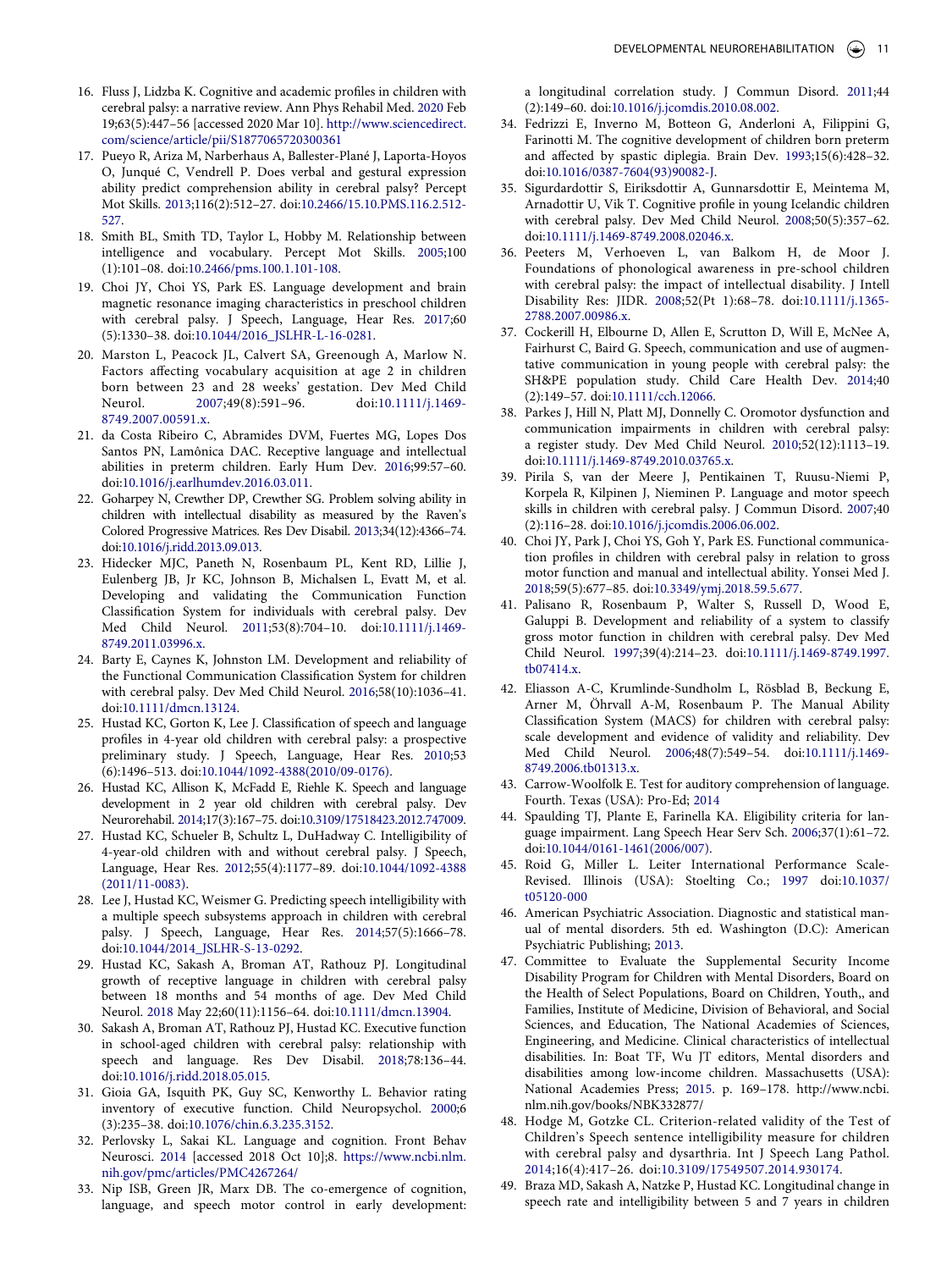16. Fluss J, Lidzba K. Cognitive and academic profiles in children with cerebral palsy: a narrative review. Ann Phys Rehabil Med. 2020 Feb 19;63(5):447–56 [accessed 2020 Mar 10]. http://www.sciencedirect.com/science/article/pii/S1877065720300361
17. Pueyo R, Ariza M, Narberhaus A, Ballester-Plané J, Laporta-Hoyos O, Junqué C, Vendrell P. Does verbal and gestural expression ability predict comprehension ability in cerebral palsy? Percept Mot Skills. 2013;116(2):512–27. doi:10.2466/15.10.PMS.116.2.512-527.
18. Smith BL, Smith TD, Taylor L, Hobby M. Relationship between intelligence and vocabulary. Percept Mot Skills. 2005;100 (1):101–08. doi:10.2466/pms.100.1.101-108.
19. Choi JY, Choi YS, Park ES. Language development and brain magnetic resonance imaging characteristics in preschool children with cerebral palsy. J Speech, Language, Hear Res. 2017;60 (5):1330–38. doi:10.1044/2016_JSLHR-L-16-0281.
20. Marston L, Peacock JL, Calvert SA, Greenough A, Marlow N. Factors affecting vocabulary acquisition at age 2 in children born between 23 and 28 weeks' gestation. Dev Med Child Neurol. 2007;49(8):591–96. doi:10.1111/j.1469-8749.2007.00591.x.
21. da Costa Ribeiro C, Abramides DVM, Fuertes MG, Lopes Dos Santos PN, Lamônica DAC. Receptive language and intellectual abilities in preterm children. Early Hum Dev. 2016;99:57–60. doi:10.1016/j.earlhumdev.2016.03.011.
22. Goharpey N, Crewther DP, Crewther SG. Problem solving ability in children with intellectual disability as measured by the Raven's Colored Progressive Matrices. Res Dev Disabil. 2013;34(12):4366–74. doi:10.1016/j.ridd.2013.09.013.
23. Hidecker MJC, Paneth N, Rosenbaum PL, Kent RD, Lillie J, Eulenberg JB, Jr KC, Johnson B, Michalsen L, Evatt M, et al. Developing and validating the Communication Function Classification System for individuals with cerebral palsy. Dev Med Child Neurol. 2011;53(8):704–10. doi:10.1111/j.1469-8749.2011.03996.x.
24. Barty E, Caynes K, Johnston LM. Development and reliability of the Functional Communication Classification System for children with cerebral palsy. Dev Med Child Neurol. 2016;58(10):1036–41. doi:10.1111/dmcn.13124.
25. Hustad KC, Gorton K, Lee J. Classification of speech and language profiles in 4-year old children with cerebral palsy: a prospective preliminary study. J Speech, Language, Hear Res. 2010;53 (6):1496–513. doi:10.1044/1092-4388(2010/09-0176).
26. Hustad KC, Allison K, McFadd E, Riehle K. Speech and language development in 2 year old children with cerebral palsy. Dev Neurorehabil. 2014;17(3):167–75. doi:10.3109/17518423.2012.747009.
27. Hustad KC, Schueler B, Schultz L, DuHadway C. Intelligibility of 4-year-old children with and without cerebral palsy. J Speech, Language, Hear Res. 2012;55(4):1177–89. doi:10.1044/1092-4388 (2011/11-0083).
28. Lee J, Hustad KC, Weismer G. Predicting speech intelligibility with a multiple speech subsystems approach in children with cerebral palsy. J Speech, Language, Hear Res. 2014;57(5):1666–78. doi:10.1044/2014_JSLHR-S-13-0292.
29. Hustad KC, Sakash A, Broman AT, Rathouz PJ. Longitudinal growth of receptive language in children with cerebral palsy between 18 months and 54 months of age. Dev Med Child Neurol. 2018 May 22;60(11):1156–64. doi:10.1111/dmcn.13904.
30. Sakash A, Broman AT, Rathouz PJ, Hustad KC. Executive function in school-aged children with cerebral palsy: relationship with speech and language. Res Dev Disabil. 2018;78:136–44. doi:10.1016/j.ridd.2018.05.015.
31. Gioia GA, Isquith PK, Guy SC, Kenworthy L. Behavior rating inventory of executive function. Child Neuropsychol. 2000;6 (3):235–38. doi:10.1076/chin.6.3.235.3152.
32. Perlovsky L, Sakai KL. Language and cognition. Front Behav Neurosci. 2014 [accessed 2018 Oct 10];8. https://www.ncbi.nlm.nih.gov/pmc/articles/PMC4267264/
33. Nip ISB, Green JR, Marx DB. The co-emergence of cognition, language, and speech motor control in early development: a longitudinal correlation study. J Commun Disord. 2011;44 (2):149–60. doi:10.1016/j.jcomdis.2010.08.002.
34. Fedrizzi E, Inverno M, Botteon G, Anderloni A, Filippini G, Farinotti M. The cognitive development of children born preterm and affected by spastic diplegia. Brain Dev. 1993;15(6):428–32. doi:10.1016/0387-7604(93)90082-J.
35. Sigurdardottir S, Eiriksdottir A, Gunnarsdottir E, Meintema M, Arnadottir U, Vik T. Cognitive profile in young Icelandic children with cerebral palsy. Dev Med Child Neurol. 2008;50(5):357–62. doi:10.1111/j.1469-8749.2008.02046.x.
36. Peeters M, Verhoeven L, van Balkom H, de Moor J. Foundations of phonological awareness in pre-school children with cerebral palsy: the impact of intellectual disability. J Intell Disability Res: JIDR. 2008;52(Pt 1):68–78. doi:10.1111/j.1365-2788.2007.00986.x.
37. Cockerill H, Elbourne D, Allen E, Scrutton D, Will E, McNee A, Fairhurst C, Baird G. Speech, communication and use of augmentative communication in young people with cerebral palsy: the SH&PE population study. Child Care Health Dev. 2014;40 (2):149–57. doi:10.1111/cch.12066.
38. Parkes J, Hill N, Platt MJ, Donnelly C. Oromotor dysfunction and communication impairments in children with cerebral palsy: a register study. Dev Med Child Neurol. 2010;52(12):1113–19. doi:10.1111/j.1469-8749.2010.03765.x.
39. Pirila S, van der Meere J, Pentikainen T, Ruusu-Niemi P, Korpela R, Kilpinen J, Nieminen P. Language and motor speech skills in children with cerebral palsy. J Commun Disord. 2007;40 (2):116–28. doi:10.1016/j.jcomdis.2006.06.002.
40. Choi JY, Park J, Choi YS, Goh Y, Park ES. Functional communication profiles in children with cerebral palsy in relation to gross motor function and manual and intellectual ability. Yonsei Med J. 2018;59(5):677–85. doi:10.3349/ymj.2018.59.5.677.
41. Palisano R, Rosenbaum P, Walter S, Russell D, Wood E, Galuppi B. Development and reliability of a system to classify gross motor function in children with cerebral palsy. Dev Med Child Neurol. 1997;39(4):214–23. doi:10.1111/j.1469-8749.1997.tb07414.x.
42. Eliasson A-C, Krumlinde-Sundholm L, Rösblad B, Beckung E, Arner M, Öhrvall A-M, Rosenbaum P. The Manual Ability Classification System (MACS) for children with cerebral palsy: scale development and evidence of validity and reliability. Dev Med Child Neurol. 2006;48(7):549–54. doi:10.1111/j.1469-8749.2006.tb01313.x.
43. Carrow-Woolfolk E. Test for auditory comprehension of language. Fourth. Texas (USA): Pro-Ed; 2014
44. Spaulding TJ, Plante E, Farinella KA. Eligibility criteria for language impairment. Lang Speech Hear Serv Sch. 2006;37(1):61–72. doi:10.1044/0161-1461(2006/007).
45. Roid G, Miller L. Leiter International Performance Scale-Revised. Illinois (USA): Stoelting Co.; 1997 doi:10.1037/t05120-000
46. American Psychiatric Association. Diagnostic and statistical manual of mental disorders. 5th ed. Washington (D.C): American Psychiatric Publishing; 2013.
47. Committee to Evaluate the Supplemental Security Income Disability Program for Children with Mental Disorders, Board on the Health of Select Populations, Board on Children, Youth,, and Families, Institute of Medicine, Division of Behavioral, and Social Sciences, and Education, The National Academies of Sciences, Engineering, and Medicine. Clinical characteristics of intellectual disabilities. In: Boat TF, Wu JT editors, Mental disorders and disabilities among low-income children. Massachusetts (USA): National Academies Press; 2015. p. 169–178. http://www.ncbi.nlm.nih.gov/books/NBK332877/
48. Hodge M, Gotzke CL. Criterion-related validity of the Test of Children's Speech sentence intelligibility measure for children with cerebral palsy and dysarthria. Int J Speech Lang Pathol. 2014;16(4):417–26. doi:10.3109/17549507.2014.930174.
49. Braza MD, Sakash A, Natzke P, Hustad KC. Longitudinal change in speech rate and intelligibility between 5 and 7 years in children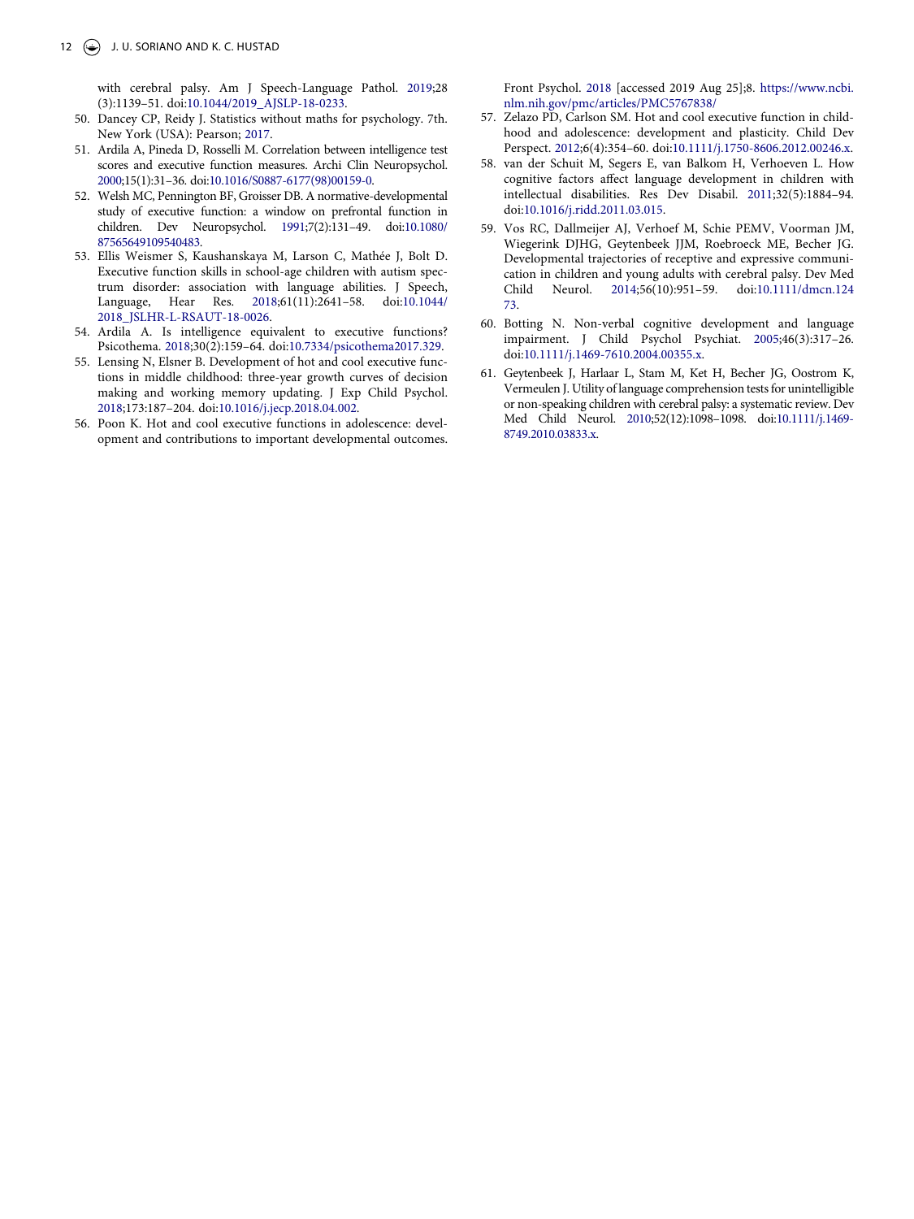with cerebral palsy. Am J Speech-Language Pathol. 2019;28 (3):1139–51. doi:10.1044/2019_AJSLP-18-0233.

50. Dancey CP, Reidy J. Statistics without maths for psychology. 7th. New York (USA): Pearson; 2017.
51. Ardila A, Pineda D, Rosselli M. Correlation between intelligence test scores and executive function measures. Archi Clin Neuropsychol. 2000;15(1):31–36. doi:10.1016/S0887-6177(98)00159-0.
52. Welsh MC, Pennington BF, Groisser DB. A normative-developmental study of executive function: a window on prefrontal function in children. Dev Neuropsychol. 1991;7(2):131–49. doi:10.1080/87565649109540483.
53. Ellis Weismer S, Kaushanskaya M, Larson C, Mathée J, Bolt D. Executive function skills in school-age children with autism spectrum disorder: association with language abilities. J Speech, Language, Hear Res. 2018;61(11):2641–58. doi:10.1044/2018_JSLHR-L-RSAUT-18-0026.
54. Ardila A. Is intelligence equivalent to executive functions? Psicothema. 2018;30(2):159–64. doi:10.7334/psicothema2017.329.
55. Lensing N, Elsner B. Development of hot and cool executive functions in middle childhood: three-year growth curves of decision making and working memory updating. J Exp Child Psychol. 2018;173:187–204. doi:10.1016/j.jecp.2018.04.002.
56. Poon K. Hot and cool executive functions in adolescence: development and contributions to important developmental outcomes. Front Psychol. 2018 [accessed 2019 Aug 25];8. https://www.ncbi.nlm.nih.gov/pmc/articles/PMC5767838/
57. Zelazo PD, Carlson SM. Hot and cool executive function in childhood and adolescence: development and plasticity. Child Dev Perspect. 2012;6(4):354–60. doi:10.1111/j.1750-8606.2012.00246.x.
58. van der Schuit M, Segers E, van Balkom H, Verhoeven L. How cognitive factors affect language development in children with intellectual disabilities. Res Dev Disabil. 2011;32(5):1884–94. doi:10.1016/j.ridd.2011.03.015.
59. Vos RC, Dallmeijer AJ, Verhoef M, Schie PEMV, Voorman JM, Wiegerink DJHG, Geytenbeek JJM, Roebroeck ME, Becher JG. Developmental trajectories of receptive and expressive communication in children and young adults with cerebral palsy. Dev Med Child Neurol. 2014;56(10):951–59. doi:10.1111/dmcn.12473.
60. Botting N. Non-verbal cognitive development and language impairment. J Child Psychol Psychiat. 2005;46(3):317–26. doi:10.1111/j.1469-7610.2004.00355.x.
61. Geytenbeek J, Harlaar L, Stam M, Ket H, Becher JG, Oostrom K, Vermeulen J. Utility of language comprehension tests for unintelligible or non-speaking children with cerebral palsy: a systematic review. Dev Med Child Neurol. 2010;52(12):1098–1098. doi:10.1111/j.1469-8749.2010.03833.x.